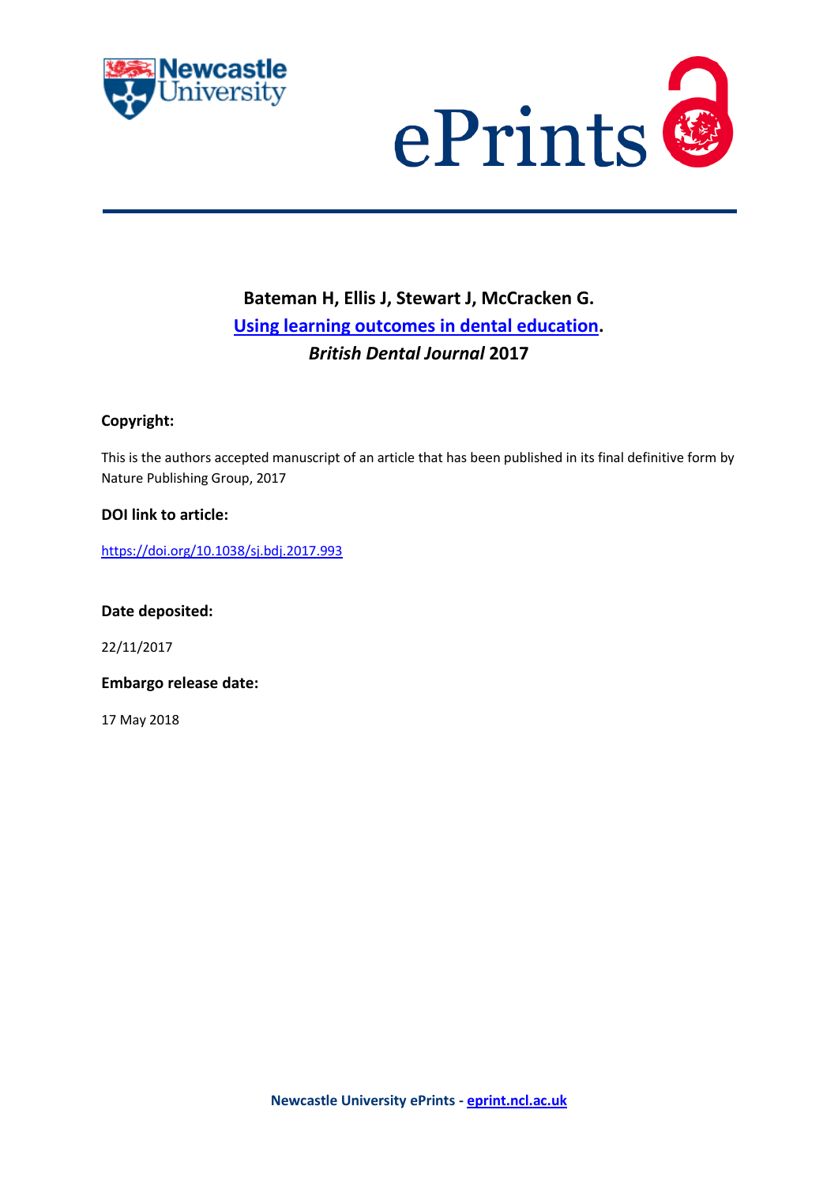**Bateman H, Ellis J, Stewart J, McCracken G.**

**[Using learning outcomes in dental education](https://doi.org/10.1038/sj.bdj.2017.993).**

***British Dental Journal* 2017**

**Copyright:**

This is the authors accepted manuscript of an article that has been published in its final definitive form by Nature Publishing Group, 2017

**DOI link to article:**

https://doi.org/10.1038/sj.bdj.2017.993

**Date deposited:**

22/11/2017

**Embargo release date:**

17 May 2018

**Newcastle University ePrints - eprint.ncl.ac.uk**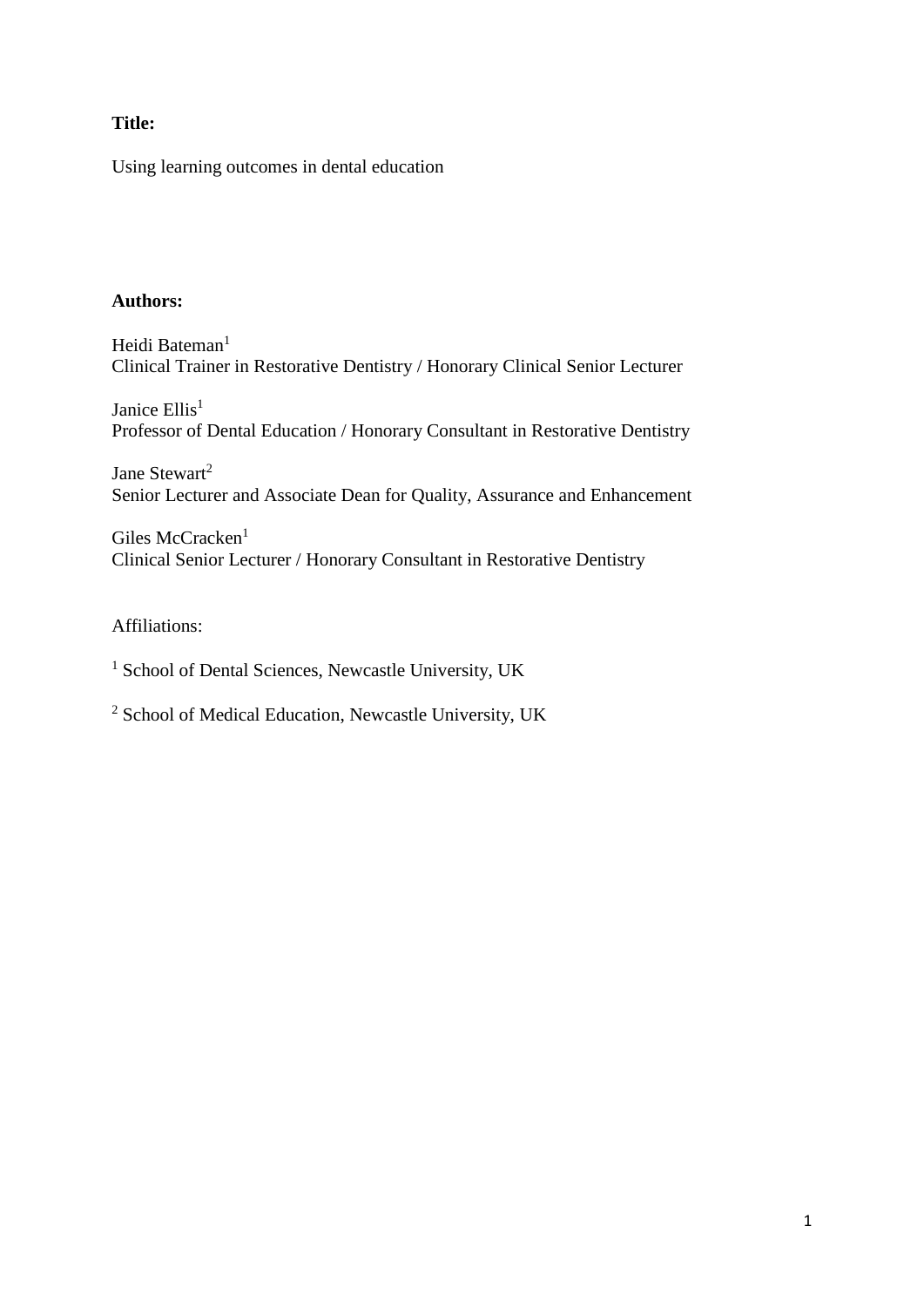**Title:**

Using learning outcomes in dental education

**Authors:**

Heidi Bateman[1]
Clinical Trainer in Restorative Dentistry / Honorary Clinical Senior Lecturer

Janice Ellis[1]
Professor of Dental Education / Honorary Consultant in Restorative Dentistry

Jane Stewart[2]
Senior Lecturer and Associate Dean for Quality, Assurance and Enhancement

Giles McCracken[1]
Clinical Senior Lecturer / Honorary Consultant in Restorative Dentistry

Affiliations:

[1] School of Dental Sciences, Newcastle University, UK

[2] School of Medical Education, Newcastle University, UK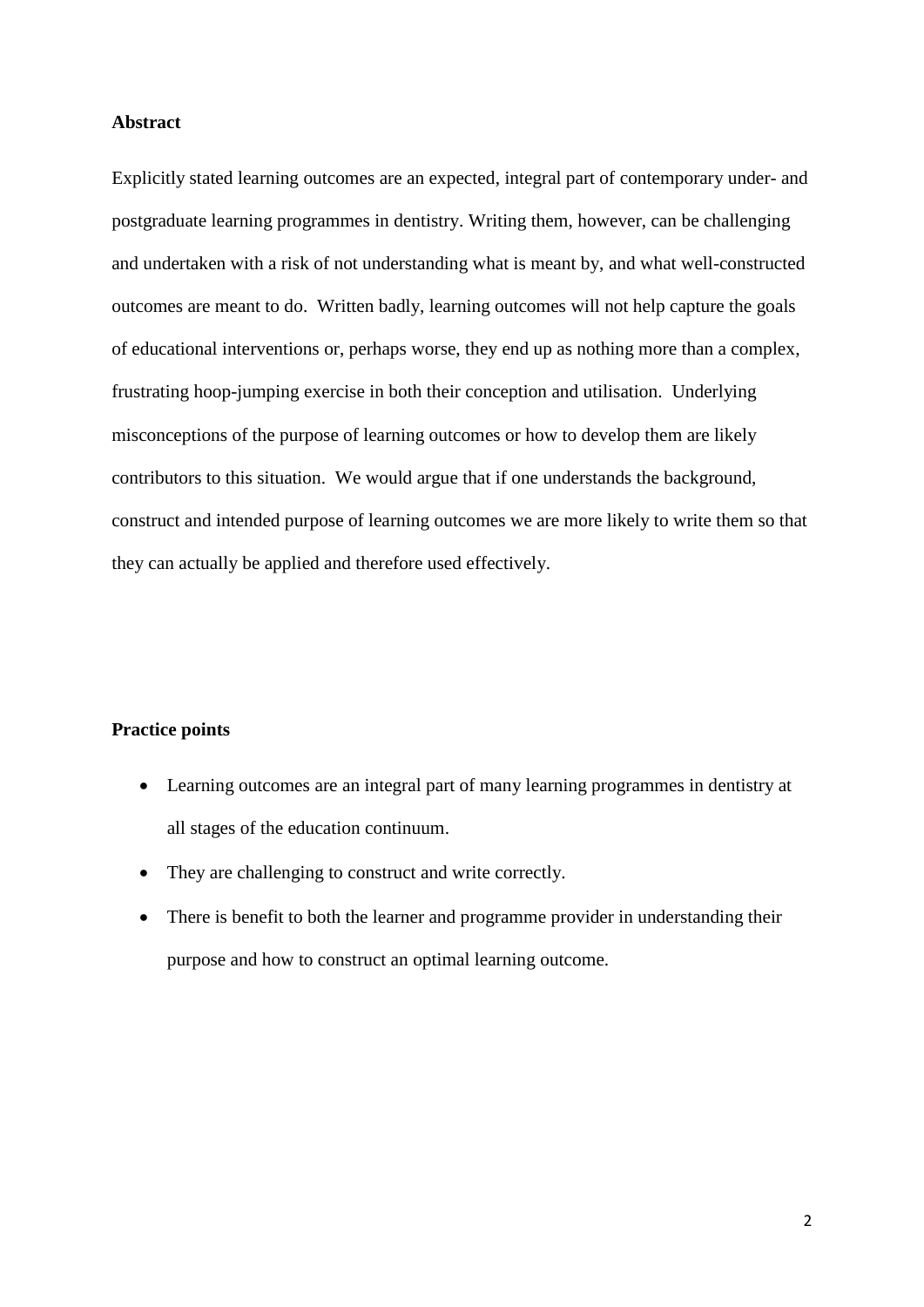**Abstract**

Explicitly stated learning outcomes are an expected, integral part of contemporary under- and postgraduate learning programmes in dentistry. Writing them, however, can be challenging and undertaken with a risk of not understanding what is meant by, and what well-constructed outcomes are meant to do. Written badly, learning outcomes will not help capture the goals of educational interventions or, perhaps worse, they end up as nothing more than a complex, frustrating hoop-jumping exercise in both their conception and utilisation. Underlying misconceptions of the purpose of learning outcomes or how to develop them are likely contributors to this situation. We would argue that if one understands the background, construct and intended purpose of learning outcomes we are more likely to write them so that they can actually be applied and therefore used effectively.

**Practice points**

- Learning outcomes are an integral part of many learning programmes in dentistry at all stages of the education continuum.
- They are challenging to construct and write correctly.
- There is benefit to both the learner and programme provider in understanding their purpose and how to construct an optimal learning outcome.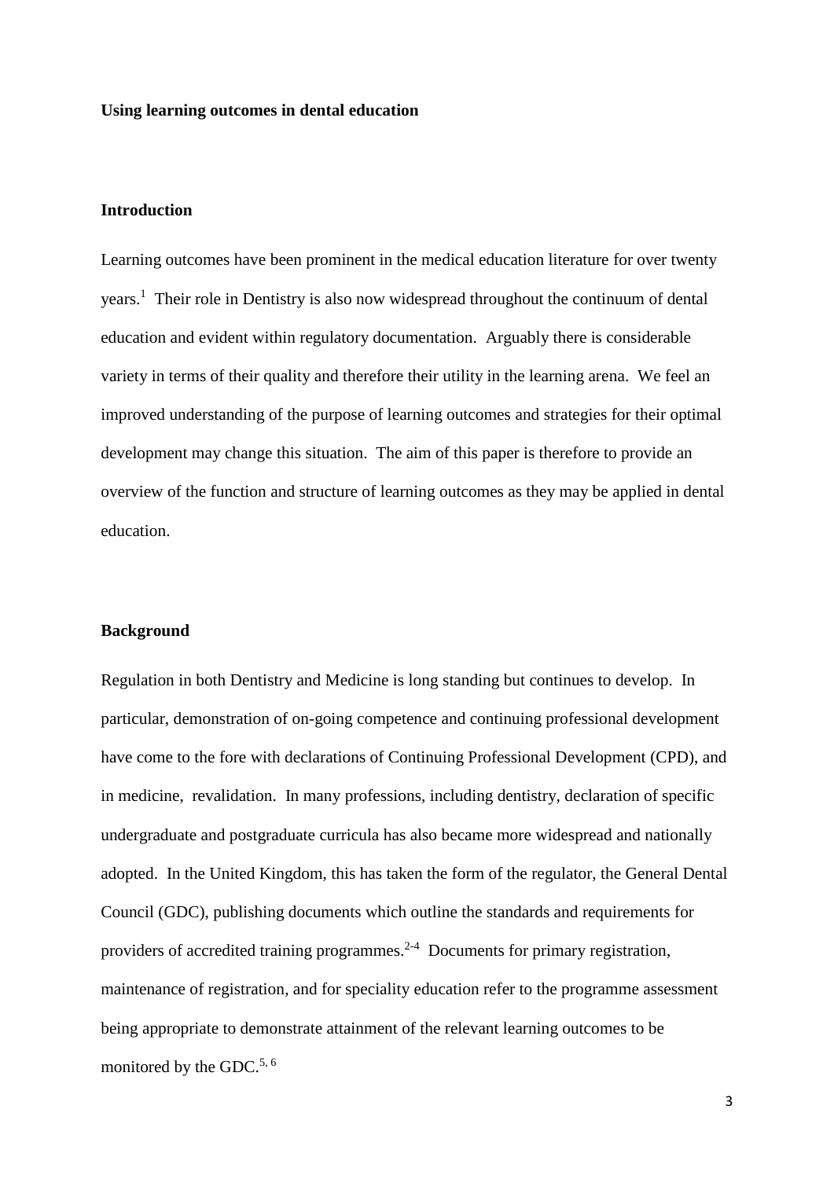**Using learning outcomes in dental education**

## Introduction

Learning outcomes have been prominent in the medical education literature for over twenty years.[1] Their role in Dentistry is also now widespread throughout the continuum of dental education and evident within regulatory documentation. Arguably there is considerable variety in terms of their quality and therefore their utility in the learning arena. We feel an improved understanding of the purpose of learning outcomes and strategies for their optimal development may change this situation. The aim of this paper is therefore to provide an overview of the function and structure of learning outcomes as they may be applied in dental education.

## Background

Regulation in both Dentistry and Medicine is long standing but continues to develop. In particular, demonstration of on-going competence and continuing professional development have come to the fore with declarations of Continuing Professional Development (CPD), and in medicine, revalidation. In many professions, including dentistry, declaration of specific undergraduate and postgraduate curricula has also became more widespread and nationally adopted. In the United Kingdom, this has taken the form of the regulator, the General Dental Council (GDC), publishing documents which outline the standards and requirements for providers of accredited training programmes.[2-4] Documents for primary registration, maintenance of registration, and for speciality education refer to the programme assessment being appropriate to demonstrate attainment of the relevant learning outcomes to be monitored by the GDC.[5, 6]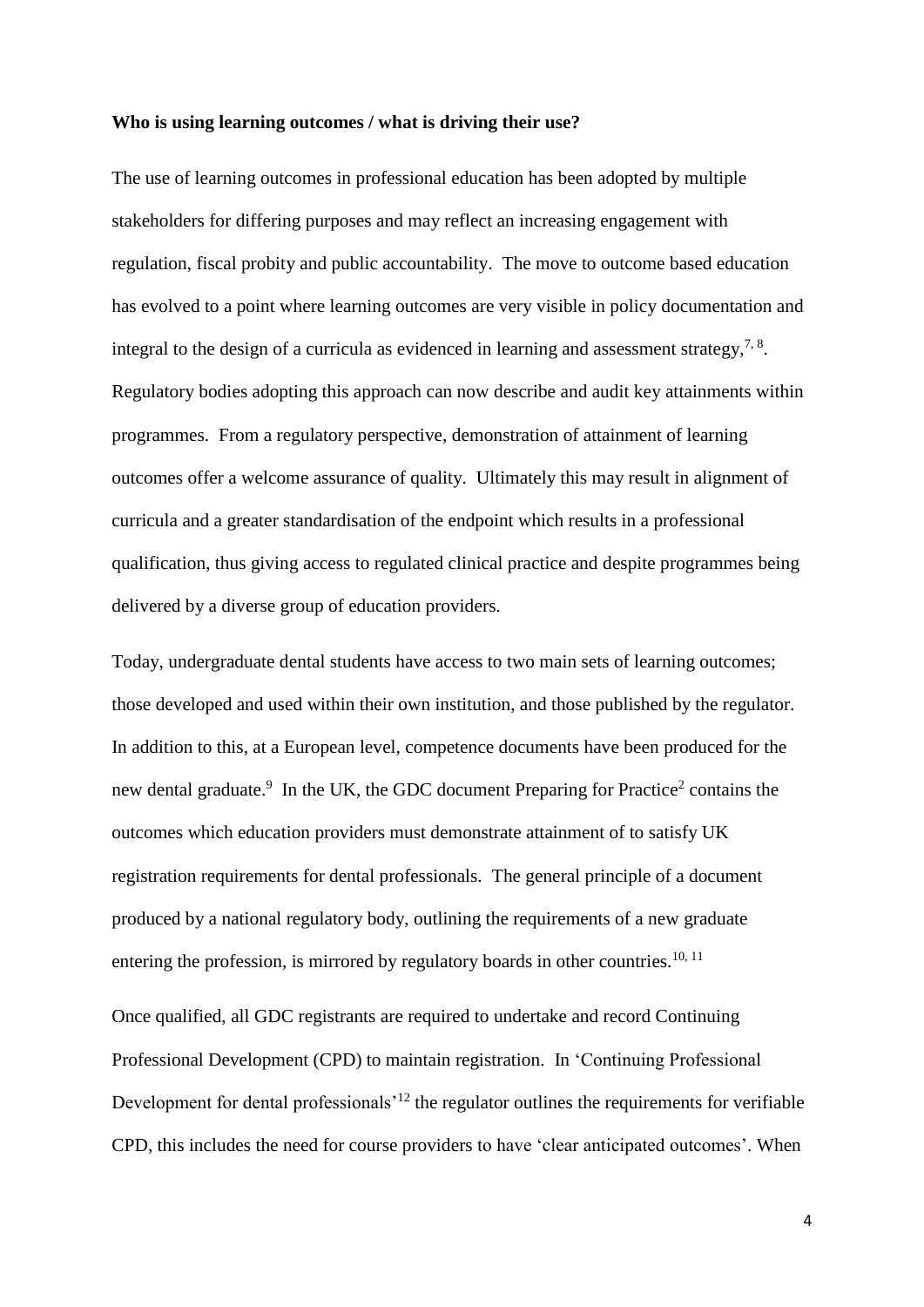**Who is using learning outcomes / what is driving their use?**

The use of learning outcomes in professional education has been adopted by multiple stakeholders for differing purposes and may reflect an increasing engagement with regulation, fiscal probity and public accountability. The move to outcome based education has evolved to a point where learning outcomes are very visible in policy documentation and integral to the design of a curricula as evidenced in learning and assessment strategy,[7, 8]. Regulatory bodies adopting this approach can now describe and audit key attainments within programmes. From a regulatory perspective, demonstration of attainment of learning outcomes offer a welcome assurance of quality. Ultimately this may result in alignment of curricula and a greater standardisation of the endpoint which results in a professional qualification, thus giving access to regulated clinical practice and despite programmes being delivered by a diverse group of education providers.

Today, undergraduate dental students have access to two main sets of learning outcomes; those developed and used within their own institution, and those published by the regulator. In addition to this, at a European level, competence documents have been produced for the new dental graduate.[9] In the UK, the GDC document Preparing for Practice[2] contains the outcomes which education providers must demonstrate attainment of to satisfy UK registration requirements for dental professionals. The general principle of a document produced by a national regulatory body, outlining the requirements of a new graduate entering the profession, is mirrored by regulatory boards in other countries.[10, 11]

Once qualified, all GDC registrants are required to undertake and record Continuing Professional Development (CPD) to maintain registration. In 'Continuing Professional Development for dental professionals'[12] the regulator outlines the requirements for verifiable CPD, this includes the need for course providers to have 'clear anticipated outcomes'. When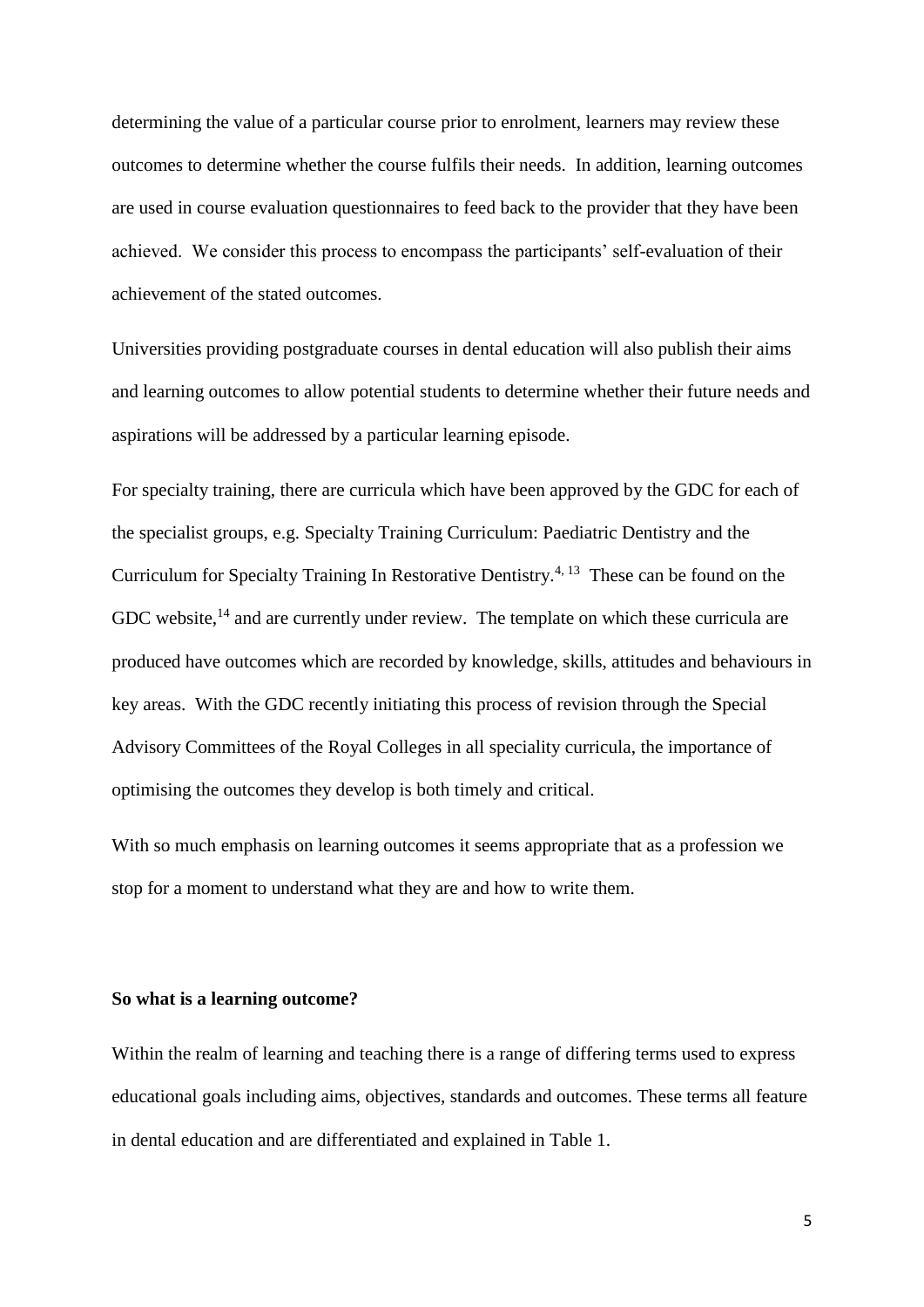determining the value of a particular course prior to enrolment, learners may review these outcomes to determine whether the course fulfils their needs. In addition, learning outcomes are used in course evaluation questionnaires to feed back to the provider that they have been achieved. We consider this process to encompass the participants' self-evaluation of their achievement of the stated outcomes.

Universities providing postgraduate courses in dental education will also publish their aims and learning outcomes to allow potential students to determine whether their future needs and aspirations will be addressed by a particular learning episode.

For specialty training, there are curricula which have been approved by the GDC for each of the specialist groups, e.g. Specialty Training Curriculum: Paediatric Dentistry and the Curriculum for Specialty Training In Restorative Dentistry.[4, 13] These can be found on the GDC website,[14] and are currently under review. The template on which these curricula are produced have outcomes which are recorded by knowledge, skills, attitudes and behaviours in key areas. With the GDC recently initiating this process of revision through the Special Advisory Committees of the Royal Colleges in all speciality curricula, the importance of optimising the outcomes they develop is both timely and critical.

With so much emphasis on learning outcomes it seems appropriate that as a profession we stop for a moment to understand what they are and how to write them.

**So what is a learning outcome?**

Within the realm of learning and teaching there is a range of differing terms used to express educational goals including aims, objectives, standards and outcomes. These terms all feature in dental education and are differentiated and explained in Table 1.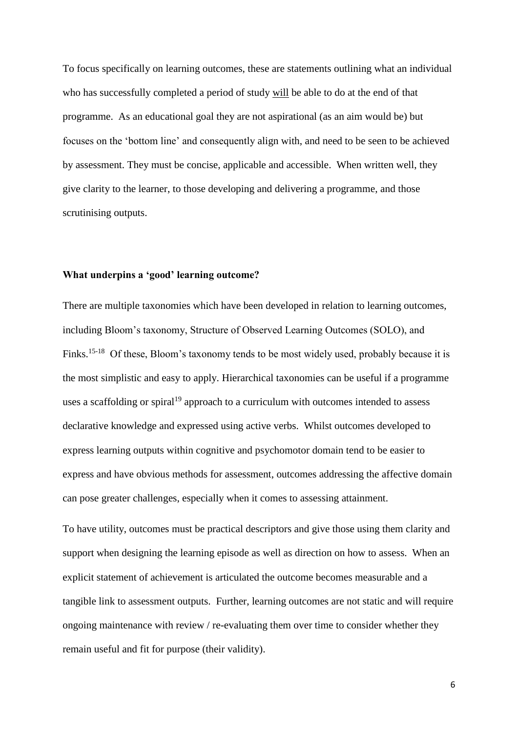To focus specifically on learning outcomes, these are statements outlining what an individual who has successfully completed a period of study <u>will</u> be able to do at the end of that programme. As an educational goal they are not aspirational (as an aim would be) but focuses on the 'bottom line' and consequently align with, and need to be seen to be achieved by assessment. They must be concise, applicable and accessible. When written well, they give clarity to the learner, to those developing and delivering a programme, and those scrutinising outputs.

**What underpins a 'good' learning outcome?**

There are multiple taxonomies which have been developed in relation to learning outcomes, including Bloom's taxonomy, Structure of Observed Learning Outcomes (SOLO), and Finks.[15-18] Of these, Bloom's taxonomy tends to be most widely used, probably because it is the most simplistic and easy to apply. Hierarchical taxonomies can be useful if a programme uses a scaffolding or spiral[19] approach to a curriculum with outcomes intended to assess declarative knowledge and expressed using active verbs. Whilst outcomes developed to express learning outputs within cognitive and psychomotor domain tend to be easier to express and have obvious methods for assessment, outcomes addressing the affective domain can pose greater challenges, especially when it comes to assessing attainment.

To have utility, outcomes must be practical descriptors and give those using them clarity and support when designing the learning episode as well as direction on how to assess. When an explicit statement of achievement is articulated the outcome becomes measurable and a tangible link to assessment outputs. Further, learning outcomes are not static and will require ongoing maintenance with review / re-evaluating them over time to consider whether they remain useful and fit for purpose (their validity).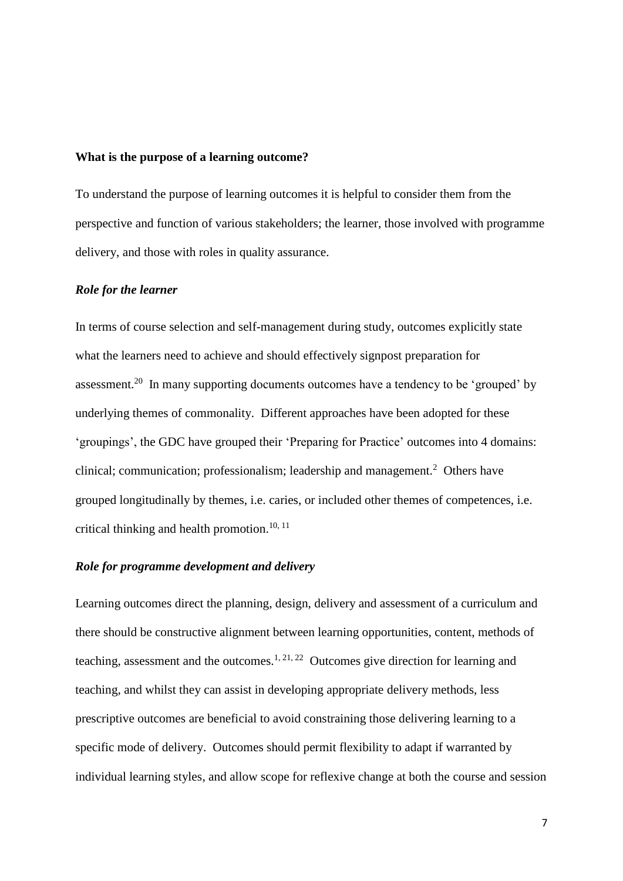**What is the purpose of a learning outcome?**

To understand the purpose of learning outcomes it is helpful to consider them from the perspective and function of various stakeholders; the learner, those involved with programme delivery, and those with roles in quality assurance.

***Role for the learner***

In terms of course selection and self-management during study, outcomes explicitly state what the learners need to achieve and should effectively signpost preparation for assessment.[20] In many supporting documents outcomes have a tendency to be 'grouped' by underlying themes of commonality. Different approaches have been adopted for these 'groupings', the GDC have grouped their 'Preparing for Practice' outcomes into 4 domains: clinical; communication; professionalism; leadership and management.[2] Others have grouped longitudinally by themes, i.e. caries, or included other themes of competences, i.e. critical thinking and health promotion.[10, 11]

***Role for programme development and delivery***

Learning outcomes direct the planning, design, delivery and assessment of a curriculum and there should be constructive alignment between learning opportunities, content, methods of teaching, assessment and the outcomes.[1, 21, 22] Outcomes give direction for learning and teaching, and whilst they can assist in developing appropriate delivery methods, less prescriptive outcomes are beneficial to avoid constraining those delivering learning to a specific mode of delivery. Outcomes should permit flexibility to adapt if warranted by individual learning styles, and allow scope for reflexive change at both the course and session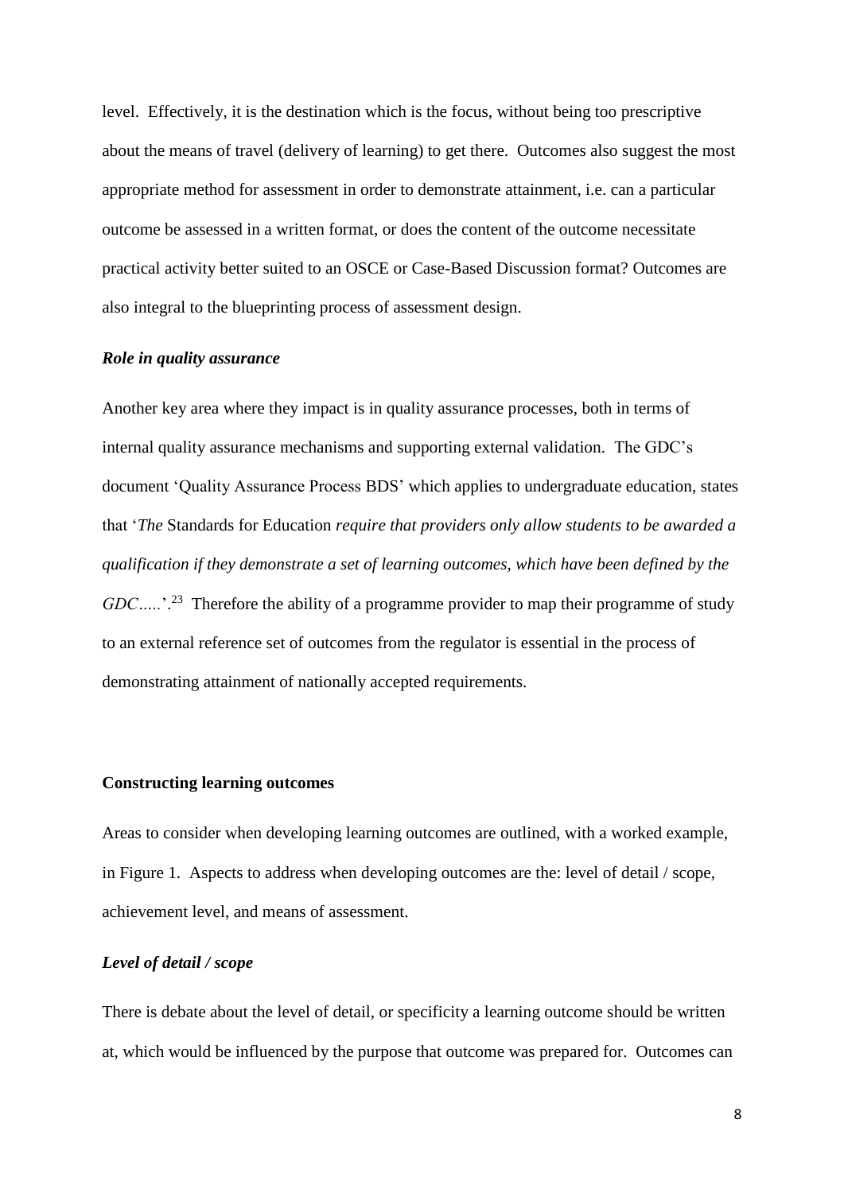level. Effectively, it is the destination which is the focus, without being too prescriptive about the means of travel (delivery of learning) to get there. Outcomes also suggest the most appropriate method for assessment in order to demonstrate attainment, i.e. can a particular outcome be assessed in a written format, or does the content of the outcome necessitate practical activity better suited to an OSCE or Case-Based Discussion format? Outcomes are also integral to the blueprinting process of assessment design.

### *Role in quality assurance*

Another key area where they impact is in quality assurance processes, both in terms of internal quality assurance mechanisms and supporting external validation. The GDC's document 'Quality Assurance Process BDS' which applies to undergraduate education, states that '*The* Standards for Education *require that providers only allow students to be awarded a qualification if they demonstrate a set of learning outcomes, which have been defined by the GDC…..*'.[23] Therefore the ability of a programme provider to map their programme of study to an external reference set of outcomes from the regulator is essential in the process of demonstrating attainment of nationally accepted requirements.

## Constructing learning outcomes

Areas to consider when developing learning outcomes are outlined, with a worked example, in Figure 1. Aspects to address when developing outcomes are the: level of detail / scope, achievement level, and means of assessment.

### *Level of detail / scope*

There is debate about the level of detail, or specificity a learning outcome should be written at, which would be influenced by the purpose that outcome was prepared for. Outcomes can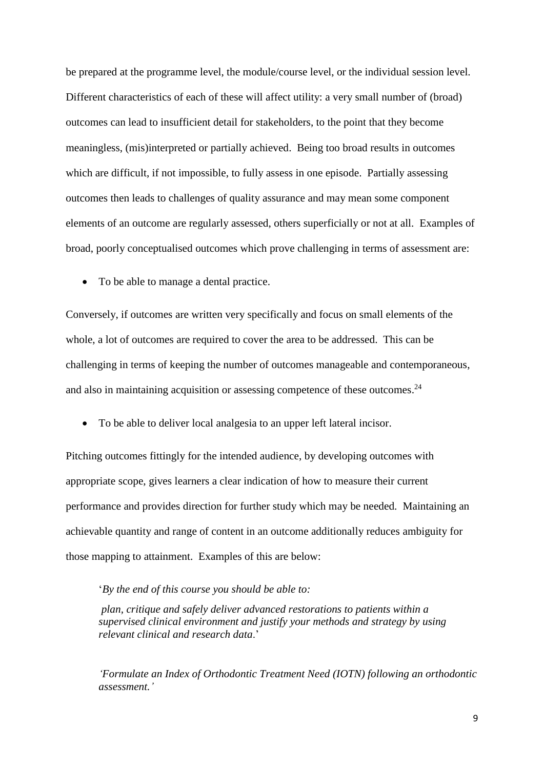be prepared at the programme level, the module/course level, or the individual session level. Different characteristics of each of these will affect utility: a very small number of (broad) outcomes can lead to insufficient detail for stakeholders, to the point that they become meaningless, (mis)interpreted or partially achieved. Being too broad results in outcomes which are difficult, if not impossible, to fully assess in one episode. Partially assessing outcomes then leads to challenges of quality assurance and may mean some component elements of an outcome are regularly assessed, others superficially or not at all. Examples of broad, poorly conceptualised outcomes which prove challenging in terms of assessment are:

- To be able to manage a dental practice.

Conversely, if outcomes are written very specifically and focus on small elements of the whole, a lot of outcomes are required to cover the area to be addressed. This can be challenging in terms of keeping the number of outcomes manageable and contemporaneous, and also in maintaining acquisition or assessing competence of these outcomes.[24]

- To be able to deliver local analgesia to an upper left lateral incisor.

Pitching outcomes fittingly for the intended audience, by developing outcomes with appropriate scope, gives learners a clear indication of how to measure their current performance and provides direction for further study which may be needed. Maintaining an achievable quantity and range of content in an outcome additionally reduces ambiguity for those mapping to attainment. Examples of this are below:

> '*By the end of this course you should be able to:*
>
> *plan, critique and safely deliver advanced restorations to patients within a supervised clinical environment and justify your methods and strategy by using relevant clinical and research data*.'

> *'Formulate an Index of Orthodontic Treatment Need (IOTN) following an orthodontic assessment.'*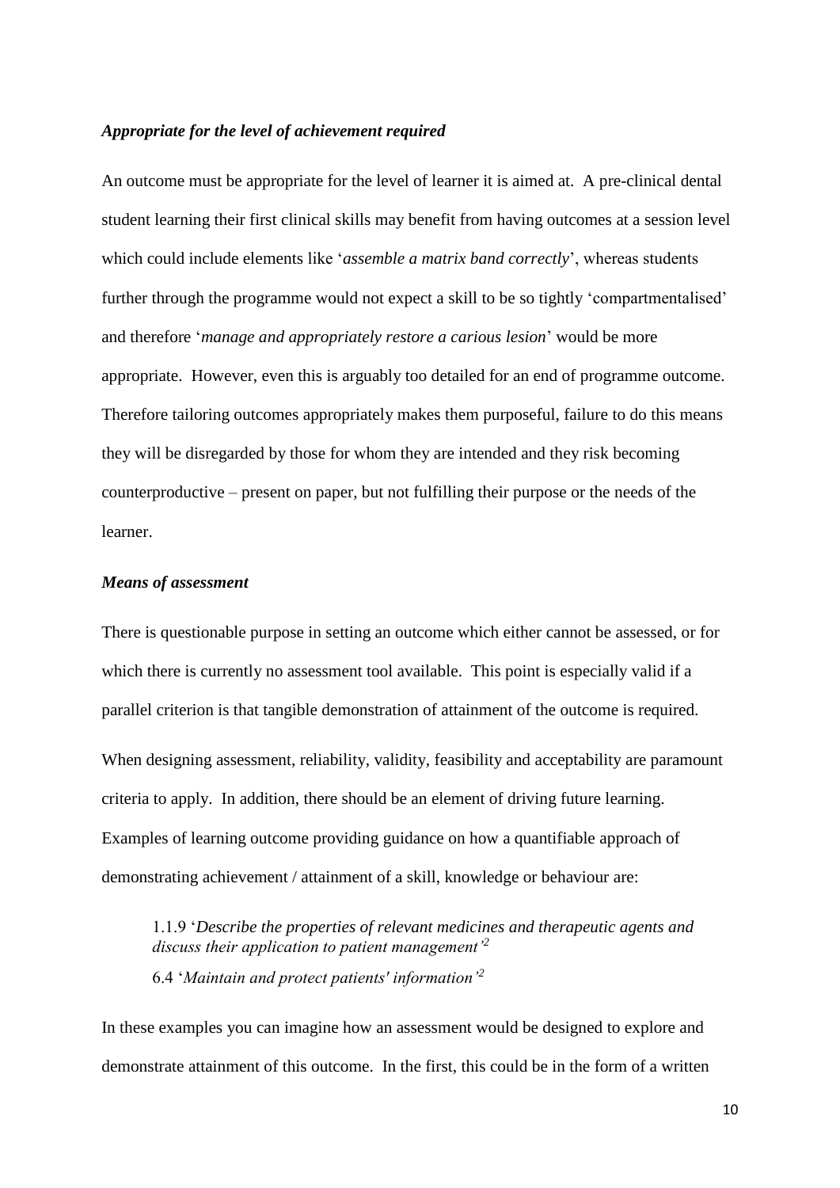### *Appropriate for the level of achievement required*

An outcome must be appropriate for the level of learner it is aimed at. A pre-clinical dental student learning their first clinical skills may benefit from having outcomes at a session level which could include elements like '*assemble a matrix band correctly*', whereas students further through the programme would not expect a skill to be so tightly 'compartmentalised' and therefore '*manage and appropriately restore a carious lesion*' would be more appropriate. However, even this is arguably too detailed for an end of programme outcome. Therefore tailoring outcomes appropriately makes them purposeful, failure to do this means they will be disregarded by those for whom they are intended and they risk becoming counterproductive – present on paper, but not fulfilling their purpose or the needs of the learner.

### *Means of assessment*

There is questionable purpose in setting an outcome which either cannot be assessed, or for which there is currently no assessment tool available. This point is especially valid if a parallel criterion is that tangible demonstration of attainment of the outcome is required.

When designing assessment, reliability, validity, feasibility and acceptability are paramount criteria to apply. In addition, there should be an element of driving future learning. Examples of learning outcome providing guidance on how a quantifiable approach of demonstrating achievement / attainment of a skill, knowledge or behaviour are:

> 1.1.9 '*Describe the properties of relevant medicines and therapeutic agents and discuss their application to patient management'*[2]
>
> 6.4 '*Maintain and protect patients' information'*[2]

In these examples you can imagine how an assessment would be designed to explore and demonstrate attainment of this outcome. In the first, this could be in the form of a written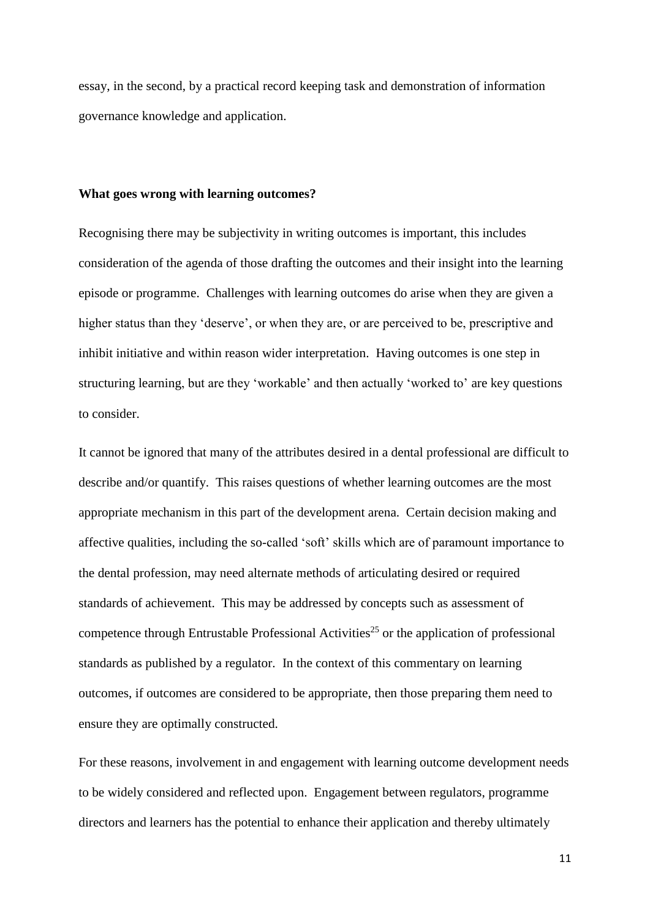essay, in the second, by a practical record keeping task and demonstration of information governance knowledge and application.

### What goes wrong with learning outcomes?

Recognising there may be subjectivity in writing outcomes is important, this includes consideration of the agenda of those drafting the outcomes and their insight into the learning episode or programme. Challenges with learning outcomes do arise when they are given a higher status than they 'deserve', or when they are, or are perceived to be, prescriptive and inhibit initiative and within reason wider interpretation. Having outcomes is one step in structuring learning, but are they 'workable' and then actually 'worked to' are key questions to consider.

It cannot be ignored that many of the attributes desired in a dental professional are difficult to describe and/or quantify. This raises questions of whether learning outcomes are the most appropriate mechanism in this part of the development arena. Certain decision making and affective qualities, including the so-called 'soft' skills which are of paramount importance to the dental profession, may need alternate methods of articulating desired or required standards of achievement. This may be addressed by concepts such as assessment of competence through Entrustable Professional Activities[25] or the application of professional standards as published by a regulator. In the context of this commentary on learning outcomes, if outcomes are considered to be appropriate, then those preparing them need to ensure they are optimally constructed.

For these reasons, involvement in and engagement with learning outcome development needs to be widely considered and reflected upon. Engagement between regulators, programme directors and learners has the potential to enhance their application and thereby ultimately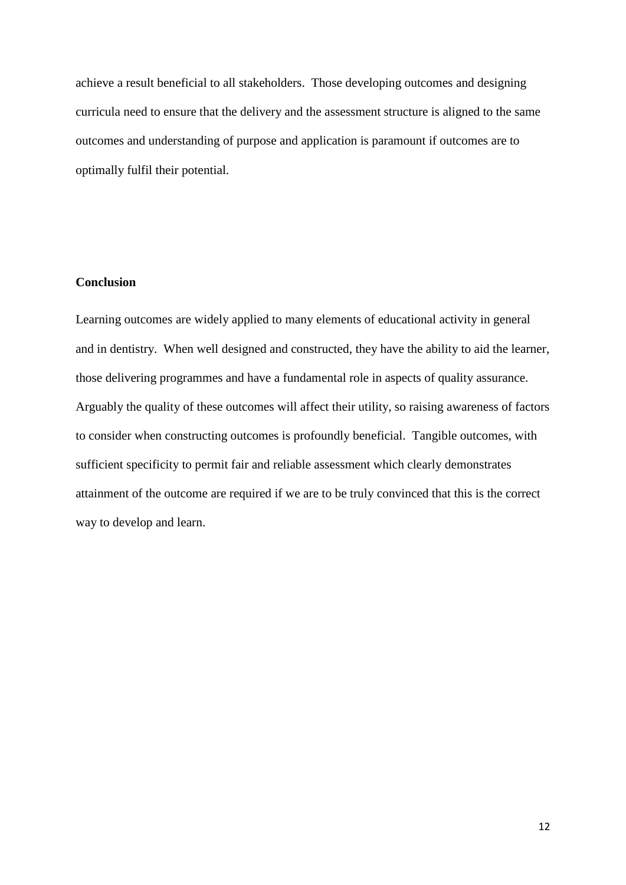achieve a result beneficial to all stakeholders. Those developing outcomes and designing curricula need to ensure that the delivery and the assessment structure is aligned to the same outcomes and understanding of purpose and application is paramount if outcomes are to optimally fulfil their potential.

## Conclusion

Learning outcomes are widely applied to many elements of educational activity in general and in dentistry. When well designed and constructed, they have the ability to aid the learner, those delivering programmes and have a fundamental role in aspects of quality assurance. Arguably the quality of these outcomes will affect their utility, so raising awareness of factors to consider when constructing outcomes is profoundly beneficial. Tangible outcomes, with sufficient specificity to permit fair and reliable assessment which clearly demonstrates attainment of the outcome are required if we are to be truly convinced that this is the correct way to develop and learn.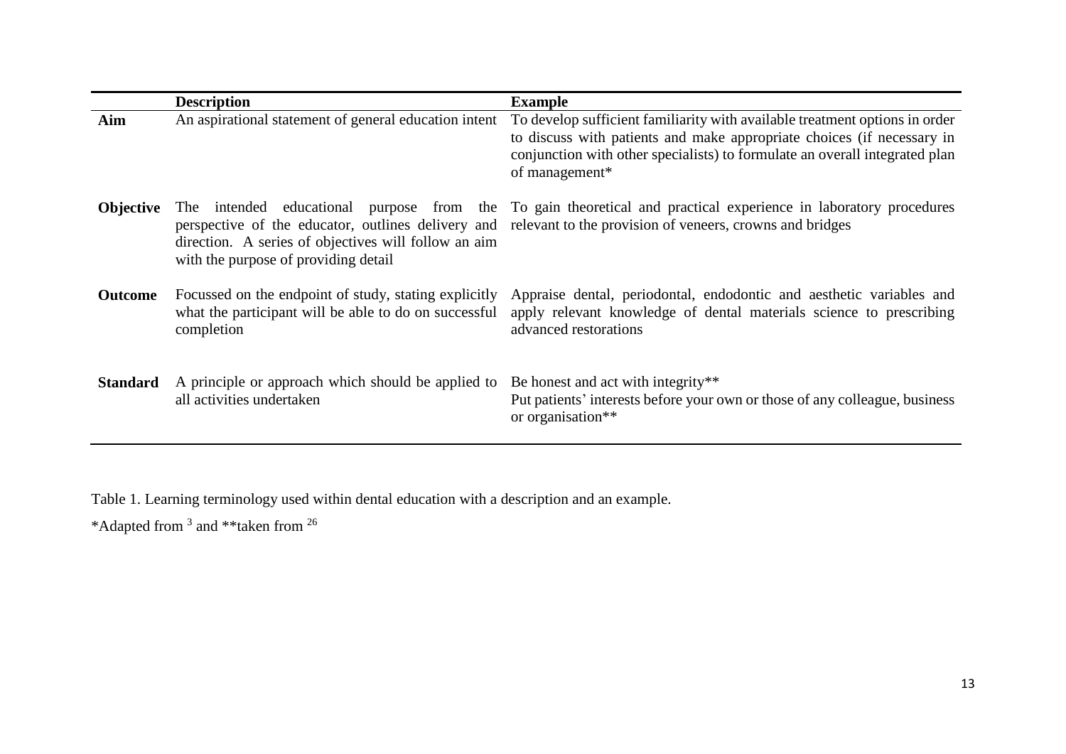| | Description | Example |
|---|---|---|
| **Aim** | An aspirational statement of general education intent | To develop sufficient familiarity with available treatment options in order to discuss with patients and make appropriate choices (if necessary in conjunction with other specialists) to formulate an overall integrated plan of management* |
| **Objective** | The intended educational purpose from the perspective of the educator, outlines delivery and direction. A series of objectives will follow an aim with the purpose of providing detail | To gain theoretical and practical experience in laboratory procedures relevant to the provision of veneers, crowns and bridges |
| **Outcome** | Focussed on the endpoint of study, stating explicitly what the participant will be able to do on successful completion | Appraise dental, periodontal, endodontic and aesthetic variables and apply relevant knowledge of dental materials science to prescribing advanced restorations |
| **Standard** | A principle or approach which should be applied to all activities undertaken | Be honest and act with integrity** <br> Put patients' interests before your own or those of any colleague, business or organisation** |

Table 1. Learning terminology used within dental education with a description and an example.

*Adapted from [3] and **taken from [26]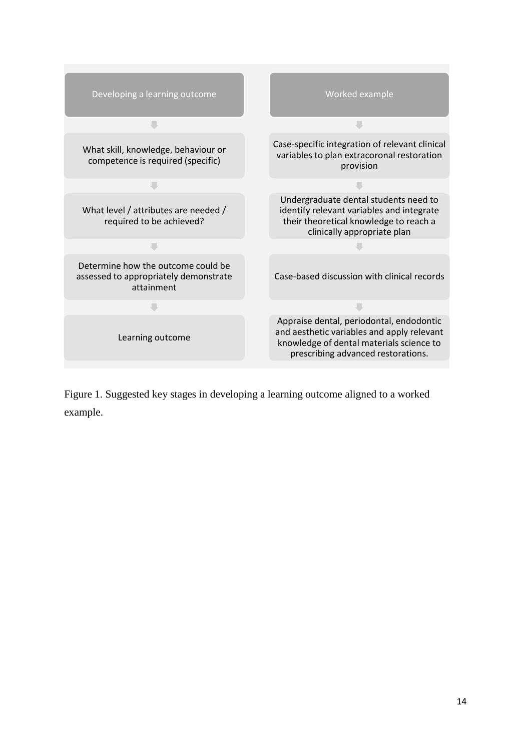| Developing a learning outcome | Worked example |
| --- | --- |
| What skill, knowledge, behaviour or competence is required (specific) | Case-specific integration of relevant clinical variables to plan extracoronal restoration provision |
| What level / attributes are needed / required to be achieved? | Undergraduate dental students need to identify relevant variables and integrate their theoretical knowledge to reach a clinically appropriate plan |
| Determine how the outcome could be assessed to appropriately demonstrate attainment | Case-based discussion with clinical records |
| Learning outcome | Appraise dental, periodontal, endodontic and aesthetic variables and apply relevant knowledge of dental materials science to prescribing advanced restorations. |

Figure 1. Suggested key stages in developing a learning outcome aligned to a worked example.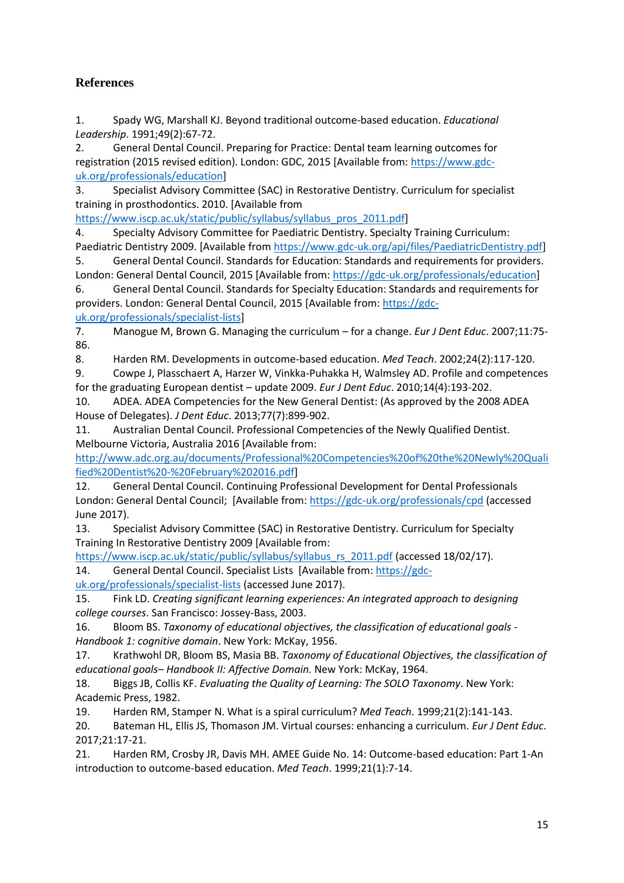# References

1. Spady WG, Marshall KJ. Beyond traditional outcome-based education. *Educational Leadership*. 1991;49(2):67-72.
2. General Dental Council. Preparing for Practice: Dental team learning outcomes for registration (2015 revised edition). London: GDC, 2015 [Available from: https://www.gdc-uk.org/professionals/education]
3. Specialist Advisory Committee (SAC) in Restorative Dentistry. Curriculum for specialist training in prosthodontics. 2010. [Available from https://www.iscp.ac.uk/static/public/syllabus/syllabus_pros_2011.pdf]
4. Specialty Advisory Committee for Paediatric Dentistry. Specialty Training Curriculum: Paediatric Dentistry 2009. [Available from https://www.gdc-uk.org/api/files/PaediatricDentistry.pdf]
5. General Dental Council. Standards for Education: Standards and requirements for providers. London: General Dental Council, 2015 [Available from: https://gdc-uk.org/professionals/education]
6. General Dental Council. Standards for Specialty Education: Standards and requirements for providers. London: General Dental Council, 2015 [Available from: https://gdc-uk.org/professionals/specialist-lists]
7. Manogue M, Brown G. Managing the curriculum – for a change. *Eur J Dent Educ*. 2007;11:75-86.
8. Harden RM. Developments in outcome-based education. *Med Teach*. 2002;24(2):117-120.
9. Cowpe J, Plasschaert A, Harzer W, Vinkka-Puhakka H, Walmsley AD. Profile and competences for the graduating European dentist – update 2009. *Eur J Dent Educ*. 2010;14(4):193-202.
10. ADEA. ADEA Competencies for the New General Dentist: (As approved by the 2008 ADEA House of Delegates). *J Dent Educ*. 2013;77(7):899-902.
11. Australian Dental Council. Professional Competencies of the Newly Qualified Dentist. Melbourne Victoria, Australia 2016 [Available from: http://www.adc.org.au/documents/Professional%20Competencies%20of%20the%20Newly%20Qualified%20Dentist%20-%20February%202016.pdf]
12. General Dental Council. Continuing Professional Development for Dental Professionals London: General Dental Council; [Available from: https://gdc-uk.org/professionals/cpd (accessed June 2017).
13. Specialist Advisory Committee (SAC) in Restorative Dentistry. Curriculum for Specialty Training In Restorative Dentistry 2009 [Available from: https://www.iscp.ac.uk/static/public/syllabus/syllabus_rs_2011.pdf (accessed 18/02/17).
14. General Dental Council. Specialist Lists [Available from: https://gdc-uk.org/professionals/specialist-lists (accessed June 2017).
15. Fink LD. *Creating significant learning experiences: An integrated approach to designing college courses*. San Francisco: Jossey-Bass, 2003.
16. Bloom BS. *Taxonomy of educational objectives, the classification of educational goals - Handbook 1: cognitive domain*. New York: McKay, 1956.
17. Krathwohl DR, Bloom BS, Masia BB. *Taxonomy of Educational Objectives, the classification of educational goals– Handbook II: Affective Domain.* New York: McKay, 1964.
18. Biggs JB, Collis KF. *Evaluating the Quality of Learning: The SOLO Taxonomy*. New York: Academic Press, 1982.
19. Harden RM, Stamper N. What is a spiral curriculum? *Med Teach*. 1999;21(2):141-143.
20. Bateman HL, Ellis JS, Thomason JM. Virtual courses: enhancing a curriculum. *Eur J Dent Educ*. 2017;21:17-21.
21. Harden RM, Crosby JR, Davis MH. AMEE Guide No. 14: Outcome-based education: Part 1-An introduction to outcome-based education. *Med Teach*. 1999;21(1):7-14.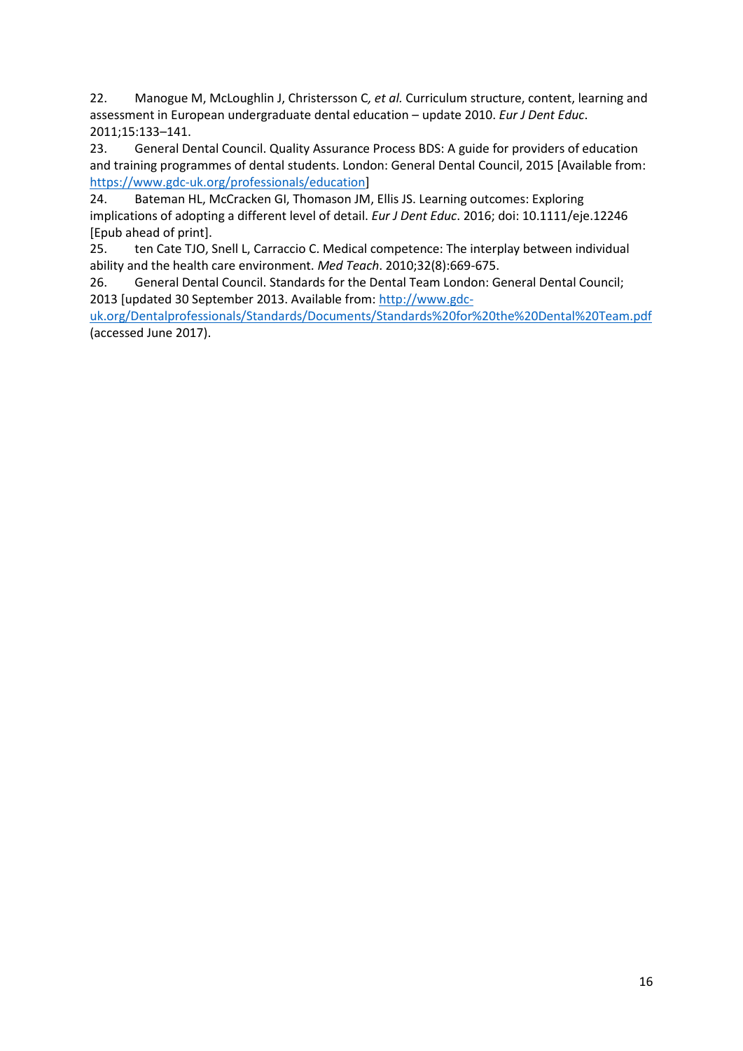22. Manogue M, McLoughlin J, Christersson C*, et al.* Curriculum structure, content, learning and assessment in European undergraduate dental education – update 2010. *Eur J Dent Educ*. 2011;15:133–141.

23. General Dental Council. Quality Assurance Process BDS: A guide for providers of education and training programmes of dental students. London: General Dental Council, 2015 [Available from: https://www.gdc-uk.org/professionals/education]

24. Bateman HL, McCracken GI, Thomason JM, Ellis JS. Learning outcomes: Exploring implications of adopting a different level of detail. *Eur J Dent Educ*. 2016; doi: 10.1111/eje.12246 [Epub ahead of print].

25. ten Cate TJO, Snell L, Carraccio C. Medical competence: The interplay between individual ability and the health care environment. *Med Teach*. 2010;32(8):669-675.

26. General Dental Council. Standards for the Dental Team London: General Dental Council; 2013 [updated 30 September 2013. Available from: http://www.gdc-uk.org/Dentalprofessionals/Standards/Documents/Standards%20for%20the%20Dental%20Team.pdf (accessed June 2017).